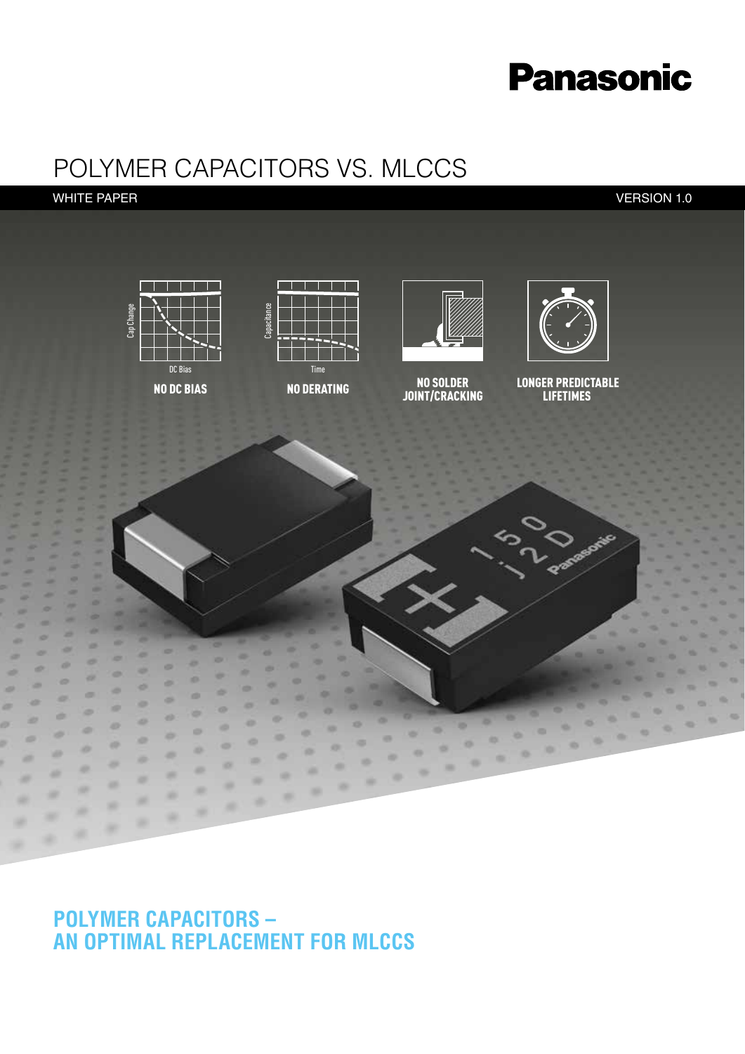Panasonic

# POLYMER CAPACITORS VS. MLCCS

WHITE PAPER

VERSION 1.0

Cap Change

DC Bias

NO DC BIAS

Capacitance

Time

NO DERATING

NO SOLDER JOINT/CRACKING

LONGER PREDICTABLE LIFETIMES

## POLYMER CAPACITORS – AN OPTIMAL REPLACEMENT FOR MLCCS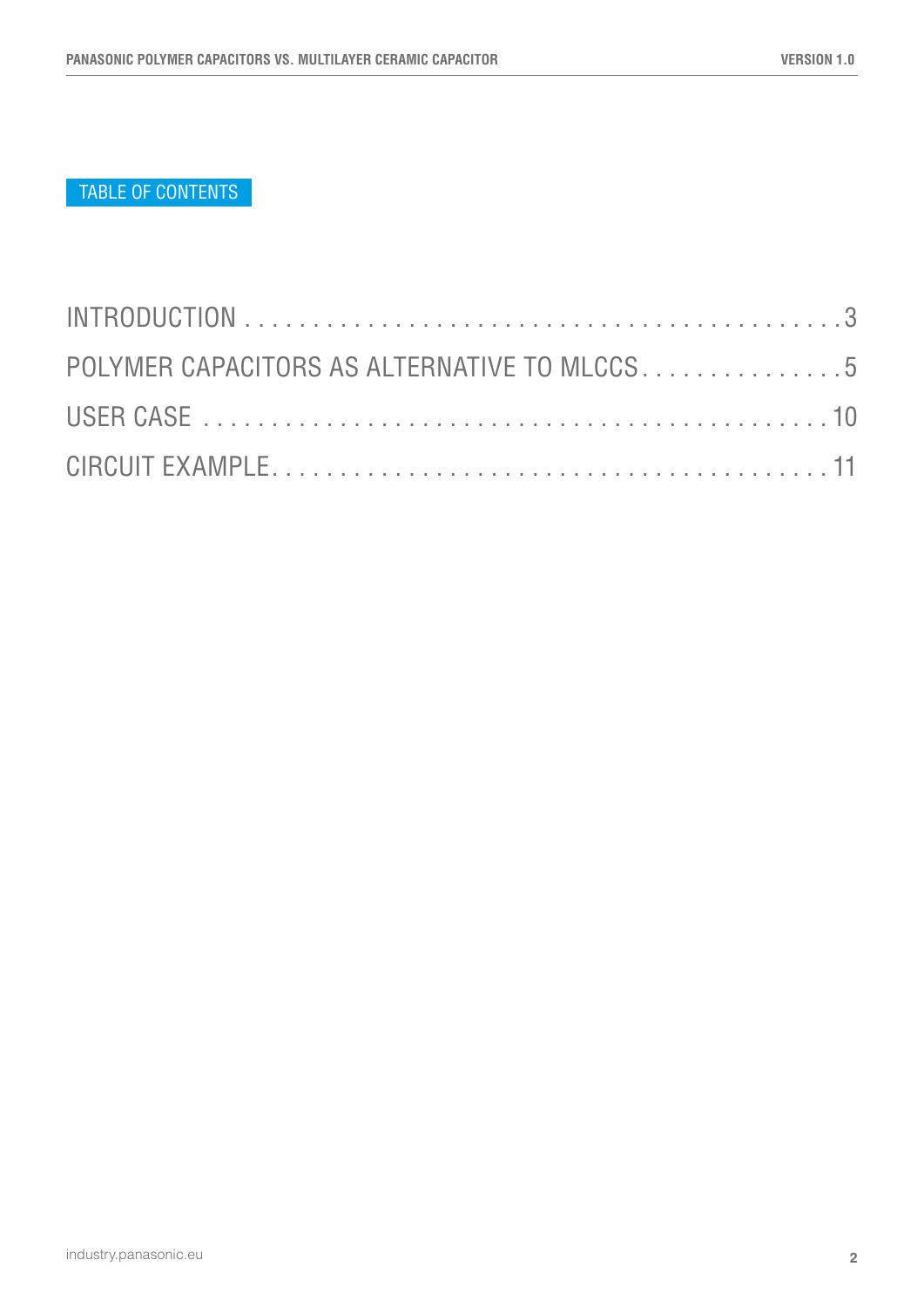## TABLE OF CONTENTS

INTRODUCTION . . . . . . . . . . . . . . . . . . . . . . . . . . . . . . . . . . . . . . . . . . 3

POLYMER CAPACITORS AS ALTERNATIVE TO MLCCS . . . . . . . . . . . . . . . 5

USER CASE . . . . . . . . . . . . . . . . . . . . . . . . . . . . . . . . . . . . . . . . . . 10

CIRCUIT EXAMPLE . . . . . . . . . . . . . . . . . . . . . . . . . . . . . . . . . . . . . . 11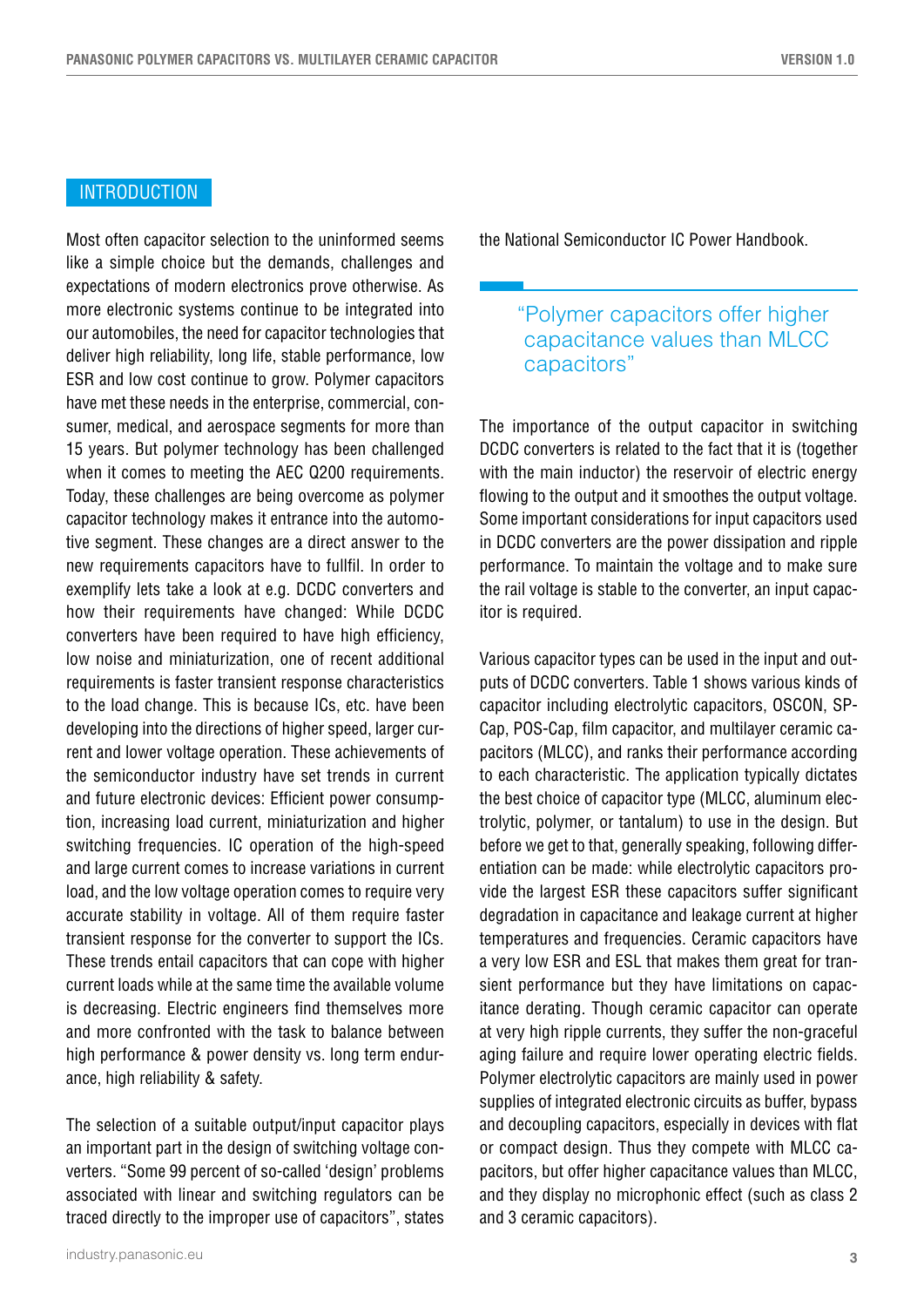## INTRODUCTION

Most often capacitor selection to the uninformed seems like a simple choice but the demands, challenges and expectations of modern electronics prove otherwise. As more electronic systems continue to be integrated into our automobiles, the need for capacitor technologies that deliver high reliability, long life, stable performance, low ESR and low cost continue to grow. Polymer capacitors have met these needs in the enterprise, commercial, consumer, medical, and aerospace segments for more than 15 years. But polymer technology has been challenged when it comes to meeting the AEC Q200 requirements. Today, these challenges are being overcome as polymer capacitor technology makes it entrance into the automotive segment. These changes are a direct answer to the new requirements capacitors have to fullfil. In order to exemplify lets take a look at e.g. DCDC converters and how their requirements have changed: While DCDC converters have been required to have high efficiency, low noise and miniaturization, one of recent additional requirements is faster transient response characteristics to the load change. This is because ICs, etc. have been developing into the directions of higher speed, larger current and lower voltage operation. These achievements of the semiconductor industry have set trends in current and future electronic devices: Efficient power consumption, increasing load current, miniaturization and higher switching frequencies. IC operation of the high-speed and large current comes to increase variations in current load, and the low voltage operation comes to require very accurate stability in voltage. All of them require faster transient response for the converter to support the ICs. These trends entail capacitors that can cope with higher current loads while at the same time the available volume is decreasing. Electric engineers find themselves more and more confronted with the task to balance between high performance & power density vs. long term endurance, high reliability & safety.

The selection of a suitable output/input capacitor plays an important part in the design of switching voltage converters. "Some 99 percent of so-called 'design' problems associated with linear and switching regulators can be traced directly to the improper use of capacitors", states the National Semiconductor IC Power Handbook.

> "Polymer capacitors offer higher capacitance values than MLCC capacitors"

The importance of the output capacitor in switching DCDC converters is related to the fact that it is (together with the main inductor) the reservoir of electric energy flowing to the output and it smoothes the output voltage. Some important considerations for input capacitors used in DCDC converters are the power dissipation and ripple performance. To maintain the voltage and to make sure the rail voltage is stable to the converter, an input capacitor is required.

Various capacitor types can be used in the input and outputs of DCDC converters. Table 1 shows various kinds of capacitor including electrolytic capacitors, OSCON, SP-Cap, POS-Cap, film capacitor, and multilayer ceramic capacitors (MLCC), and ranks their performance according to each characteristic. The application typically dictates the best choice of capacitor type (MLCC, aluminum electrolytic, polymer, or tantalum) to use in the design. But before we get to that, generally speaking, following differentiation can be made: while electrolytic capacitors provide the largest ESR these capacitors suffer significant degradation in capacitance and leakage current at higher temperatures and frequencies. Ceramic capacitors have a very low ESR and ESL that makes them great for transient performance but they have limitations on capacitance derating. Though ceramic capacitor can operate at very high ripple currents, they suffer the non-graceful aging failure and require lower operating electric fields. Polymer electrolytic capacitors are mainly used in power supplies of integrated electronic circuits as buffer, bypass and decoupling capacitors, especially in devices with flat or compact design. Thus they compete with MLCC capacitors, but offer higher capacitance values than MLCC, and they display no microphonic effect (such as class 2 and 3 ceramic capacitors).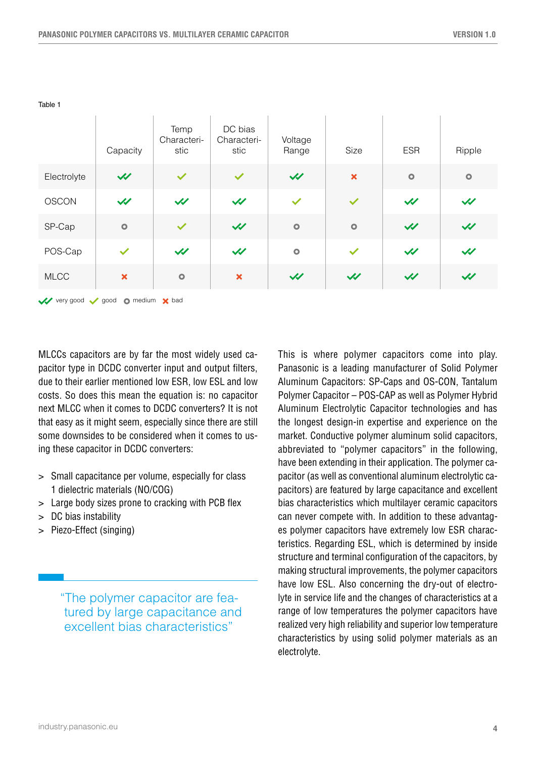Table 1

| | Capacity | Temp Characteristic | DC bias Characteristic | Voltage Range | Size | ESR | Ripple |
|---|---|---|---|---|---|---|---|
| Electrolyte | ✔✔ | ✔ | ✔ | ✔✔ | ✖ | ⭘ | ⭘ |
| OSCON | ✔✔ | ✔✔ | ✔✔ | ✔ | ✔ | ✔✔ | ✔✔ |
| SP-Cap | ⭘ | ✔ | ✔✔ | ⭘ | ⭘ | ✔✔ | ✔✔ |
| POS-Cap | ✔ | ✔✔ | ✔✔ | ⭘ | ✔ | ✔✔ | ✔✔ |
| MLCC | ✖ | ⭘ | ✖ | ✔✔ | ✔✔ | ✔✔ | ✔✔ |

✔✔ very good ✔ good ⭘ medium ✖ bad

MLCCs capacitors are by far the most widely used capacitor type in DCDC converter input and output filters, due to their earlier mentioned low ESR, low ESL and low costs. So does this mean the equation is: no capacitor next MLCC when it comes to DCDC converters? It is not that easy as it might seem, especially since there are still some downsides to be considered when it comes to using these capacitor in DCDC converters:

> Small capacitance per volume, especially for class 1 dielectric materials (NO/COG)
> Large body sizes prone to cracking with PCB flex
> DC bias instability
> Piezo-Effect (singing)

"The polymer capacitor are featured by large capacitance and excellent bias characteristics"

This is where polymer capacitors come into play. Panasonic is a leading manufacturer of Solid Polymer Aluminum Capacitors: SP-Caps and OS-CON, Tantalum Polymer Capacitor – POS-CAP as well as Polymer Hybrid Aluminum Electrolytic Capacitor technologies and has the longest design-in expertise and experience on the market. Conductive polymer aluminum solid capacitors, abbreviated to "polymer capacitors" in the following, have been extending in their application. The polymer capacitor (as well as conventional aluminum electrolytic capacitors) are featured by large capacitance and excellent bias characteristics which multilayer ceramic capacitors can never compete with. In addition to these advantages polymer capacitors have extremely low ESR characteristics. Regarding ESL, which is determined by inside structure and terminal configuration of the capacitors, by making structural improvements, the polymer capacitors have low ESL. Also concerning the dry-out of electrolyte in service life and the changes of characteristics at a range of low temperatures the polymer capacitors have realized very high reliability and superior low temperature characteristics by using solid polymer materials as an electrolyte.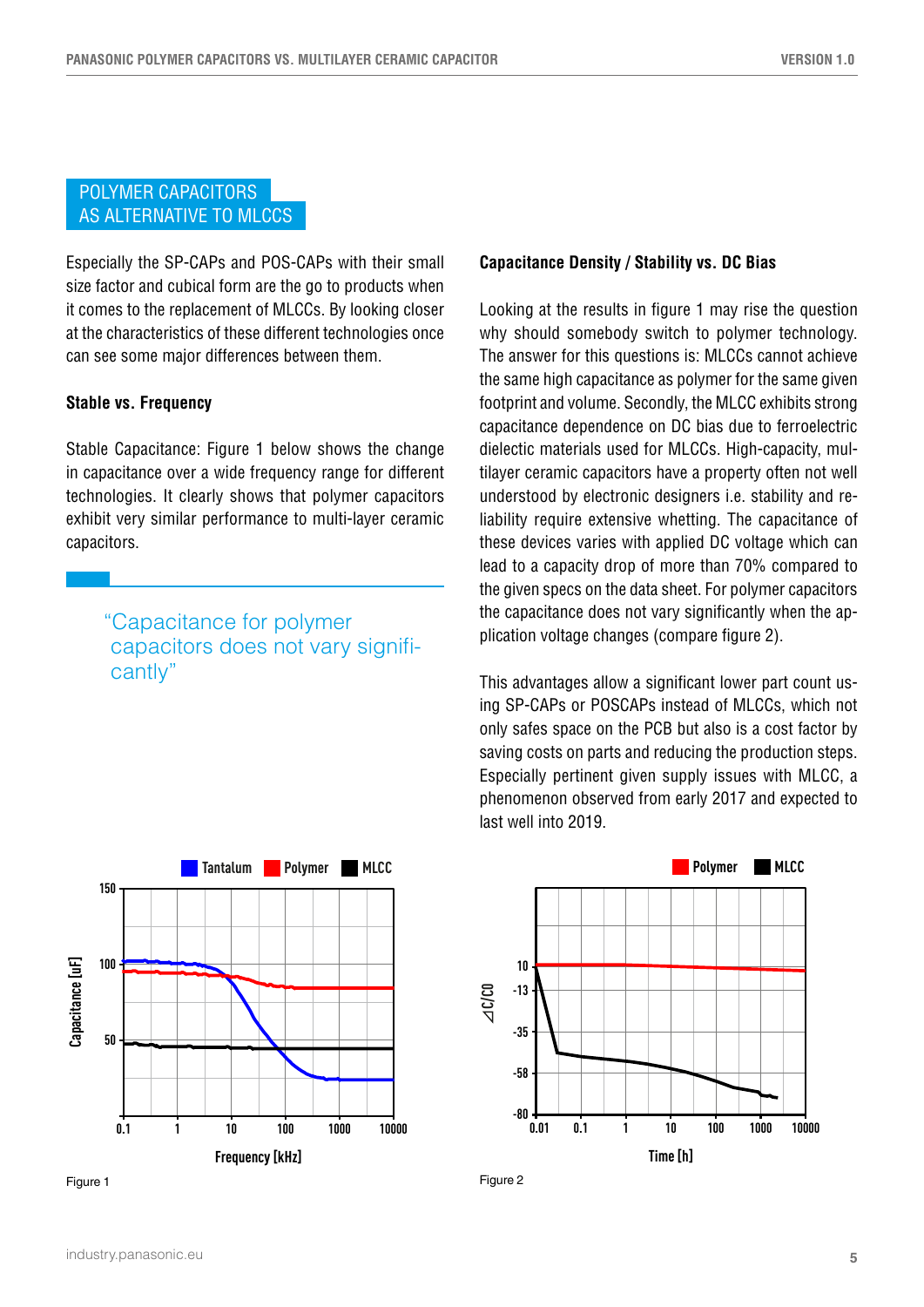## POLYMER CAPACITORS AS ALTERNATIVE TO MLCCS

Especially the SP-CAPs and POS-CAPs with their small size factor and cubical form are the go to products when it comes to the replacement of MLCCs. By looking closer at the characteristics of these different technologies once can see some major differences between them.

### Stable vs. Frequency

Stable Capacitance: Figure 1 below shows the change in capacitance over a wide frequency range for different technologies. It clearly shows that polymer capacitors exhibit very similar performance to multi-layer ceramic capacitors.

> "Capacitance for polymer capacitors does not vary significantly"

### Capacitance Density / Stability vs. DC Bias

Looking at the results in figure 1 may rise the question why should somebody switch to polymer technology. The answer for this questions is: MLCCs cannot achieve the same high capacitance as polymer for the same given footprint and volume. Secondly, the MLCC exhibits strong capacitance dependence on DC bias due to ferroelectric dielectic materials used for MLCCs. High-capacity, multilayer ceramic capacitors have a property often not well understood by electronic designers i.e. stability and reliability require extensive whetting. The capacitance of these devices varies with applied DC voltage which can lead to a capacity drop of more than 70% compared to the given specs on the data sheet. For polymer capacitors the capacitance does not vary significantly when the application voltage changes (compare figure 2).

This advantages allow a significant lower part count using SP-CAPs or POSCAPs instead of MLCCs, which not only safes space on the PCB but also is a cost factor by saving costs on parts and reducing the production steps. Especially pertinent given supply issues with MLCC, a phenomenon observed from early 2017 and expected to last well into 2019.

Tantalum Polymer MLCC

150
100
50

Capacitance [uF]

0.1 1 10 100 1000 10000

Frequency [kHz]

Figure 1

Polymer MLCC

10
-13
-35
-58
-80

⊿C/C0

0.01 0.1 1 10 100 1000 10000

Time [h]

Figure 2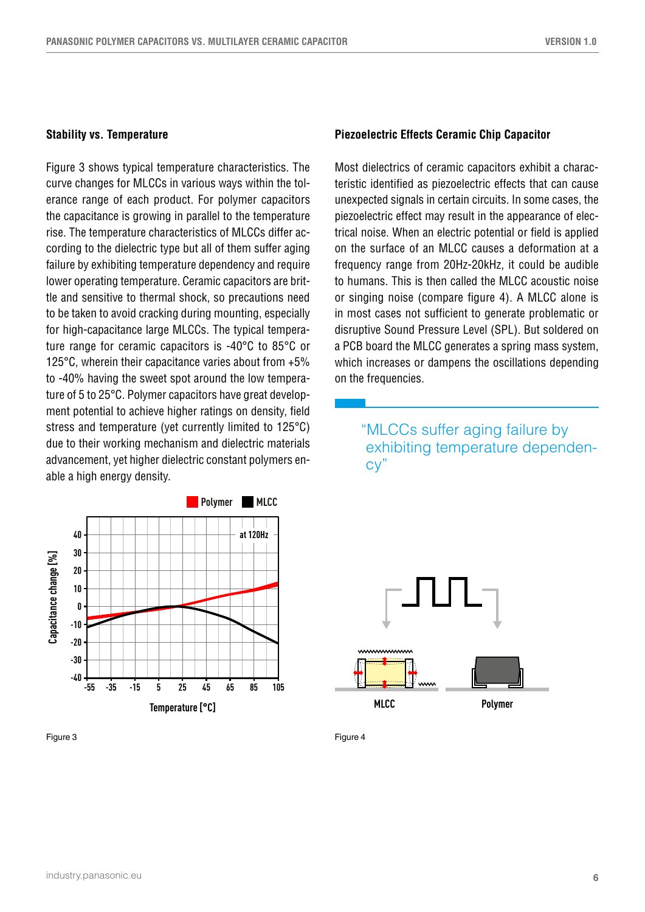## Stability vs. Temperature

Figure 3 shows typical temperature characteristics. The curve changes for MLCCs in various ways within the tolerance range of each product. For polymer capacitors the capacitance is growing in parallel to the temperature rise. The temperature characteristics of MLCCs differ according to the dielectric type but all of them suffer aging failure by exhibiting temperature dependency and require lower operating temperature. Ceramic capacitors are brittle and sensitive to thermal shock, so precautions need to be taken to avoid cracking during mounting, especially for high-capacitance large MLCCs. The typical temperature range for ceramic capacitors is -40°C to 85°C or 125°C, wherein their capacitance varies about from +5% to -40% having the sweet spot around the low temperature of 5 to 25°C. Polymer capacitors have great development potential to achieve higher ratings on density, field stress and temperature (yet currently limited to 125°C) due to their working mechanism and dielectric materials advancement, yet higher dielectric constant polymers enable a high energy density.

Polymer
MLCC
at 120Hz
Capacitance change [%]
40
30
20
10
0
-10
-20
-30
-40
-55 -35 -15 5 25 45 65 85 105
Temperature [°C]

Figure 3

## Piezoelectric Effects Ceramic Chip Capacitor

Most dielectrics of ceramic capacitors exhibit a characteristic identified as piezoelectric effects that can cause unexpected signals in certain circuits. In some cases, the piezoelectric effect may result in the appearance of electrical noise. When an electric potential or field is applied on the surface of an MLCC causes a deformation at a frequency range from 20Hz-20kHz, it could be audible to humans. This is then called the MLCC acoustic noise or singing noise (compare figure 4). A MLCC alone is in most cases not sufficient to generate problematic or disruptive Sound Pressure Level (SPL). But soldered on a PCB board the MLCC generates a spring mass system, which increases or dampens the oscillations depending on the frequencies.

> "MLCCs suffer aging failure by exhibiting temperature dependency"

MLCC
Polymer

Figure 4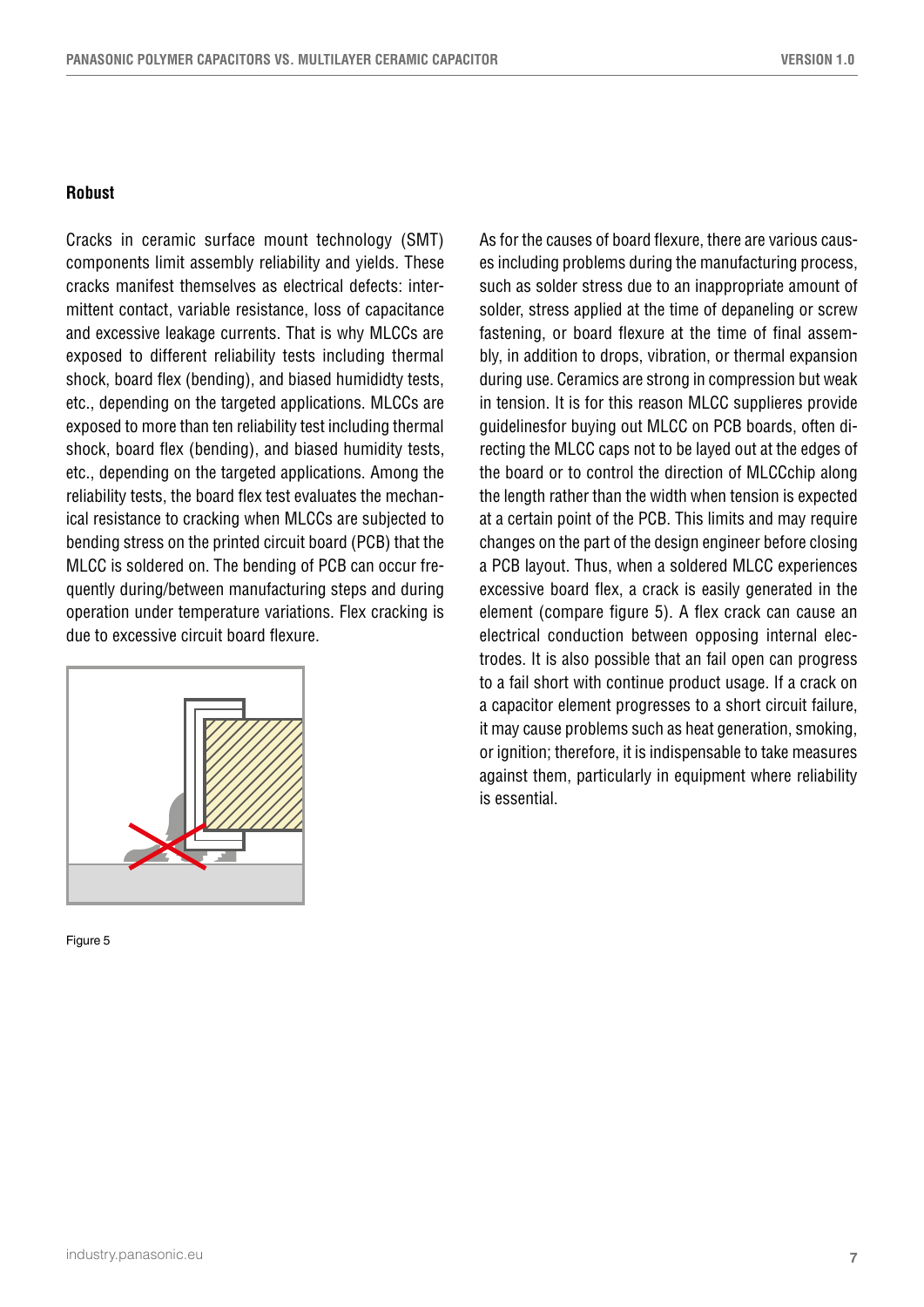**Robust**

Cracks in ceramic surface mount technology (SMT) components limit assembly reliability and yields. These cracks manifest themselves as electrical defects: intermittent contact, variable resistance, loss of capacitance and excessive leakage currents. That is why MLCCs are exposed to different reliability tests including thermal shock, board flex (bending), and biased humididty tests, etc., depending on the targeted applications. MLCCs are exposed to more than ten reliability test including thermal shock, board flex (bending), and biased humidity tests, etc., depending on the targeted applications. Among the reliability tests, the board flex test evaluates the mechanical resistance to cracking when MLCCs are subjected to bending stress on the printed circuit board (PCB) that the MLCC is soldered on. The bending of PCB can occur frequently during/between manufacturing steps and during operation under temperature variations. Flex cracking is due to excessive circuit board flexure.

Figure 5

As for the causes of board flexure, there are various causes including problems during the manufacturing process, such as solder stress due to an inappropriate amount of solder, stress applied at the time of depaneling or screw fastening, or board flexure at the time of final assembly, in addition to drops, vibration, or thermal expansion during use. Ceramics are strong in compression but weak in tension. It is for this reason MLCC supplieres provide guidelinesfor buying out MLCC on PCB boards, often directing the MLCC caps not to be layed out at the edges of the board or to control the direction of MLCCchip along the length rather than the width when tension is expected at a certain point of the PCB. This limits and may require changes on the part of the design engineer before closing a PCB layout. Thus, when a soldered MLCC experiences excessive board flex, a crack is easily generated in the element (compare figure 5). A flex crack can cause an electrical conduction between opposing internal electrodes. It is also possible that an fail open can progress to a fail short with continue product usage. If a crack on a capacitor element progresses to a short circuit failure, it may cause problems such as heat generation, smoking, or ignition; therefore, it is indispensable to take measures against them, particularly in equipment where reliability is essential.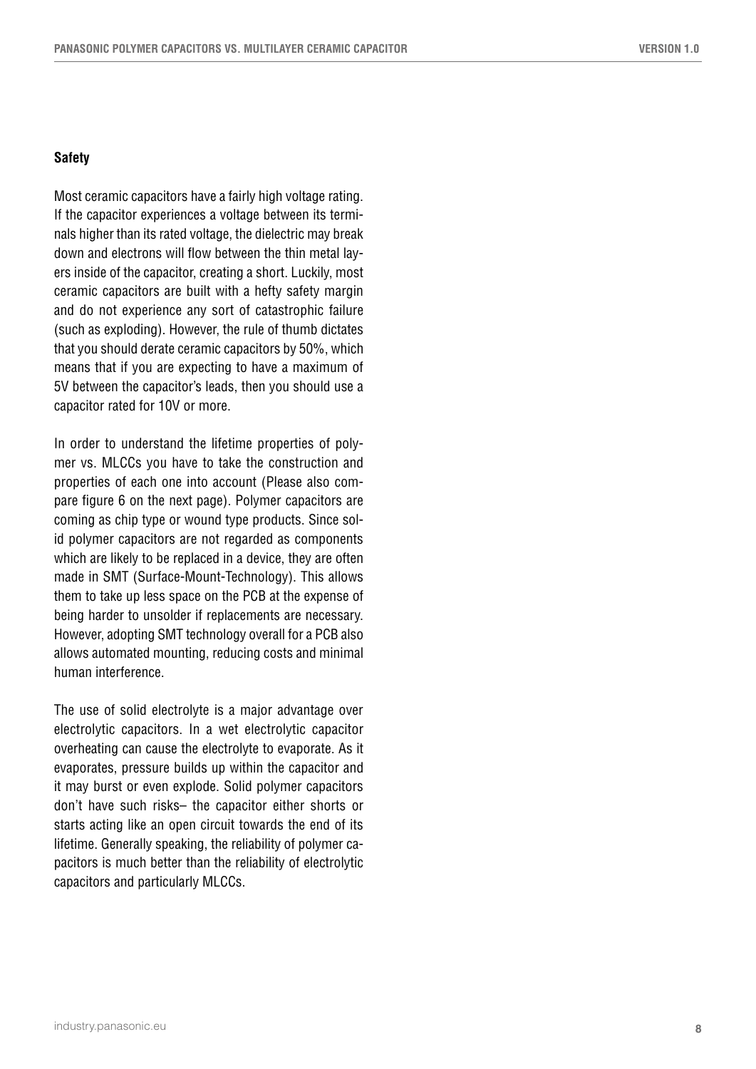## Safety

Most ceramic capacitors have a fairly high voltage rating. If the capacitor experiences a voltage between its terminals higher than its rated voltage, the dielectric may break down and electrons will flow between the thin metal layers inside of the capacitor, creating a short. Luckily, most ceramic capacitors are built with a hefty safety margin and do not experience any sort of catastrophic failure (such as exploding). However, the rule of thumb dictates that you should derate ceramic capacitors by 50%, which means that if you are expecting to have a maximum of 5V between the capacitor's leads, then you should use a capacitor rated for 10V or more.

In order to understand the lifetime properties of polymer vs. MLCCs you have to take the construction and properties of each one into account (Please also compare figure 6 on the next page). Polymer capacitors are coming as chip type or wound type products. Since solid polymer capacitors are not regarded as components which are likely to be replaced in a device, they are often made in SMT (Surface-Mount-Technology). This allows them to take up less space on the PCB at the expense of being harder to unsolder if replacements are necessary. However, adopting SMT technology overall for a PCB also allows automated mounting, reducing costs and minimal human interference.

The use of solid electrolyte is a major advantage over electrolytic capacitors. In a wet electrolytic capacitor overheating can cause the electrolyte to evaporate. As it evaporates, pressure builds up within the capacitor and it may burst or even explode. Solid polymer capacitors don't have such risks– the capacitor either shorts or starts acting like an open circuit towards the end of its lifetime. Generally speaking, the reliability of polymer capacitors is much better than the reliability of electrolytic capacitors and particularly MLCCs.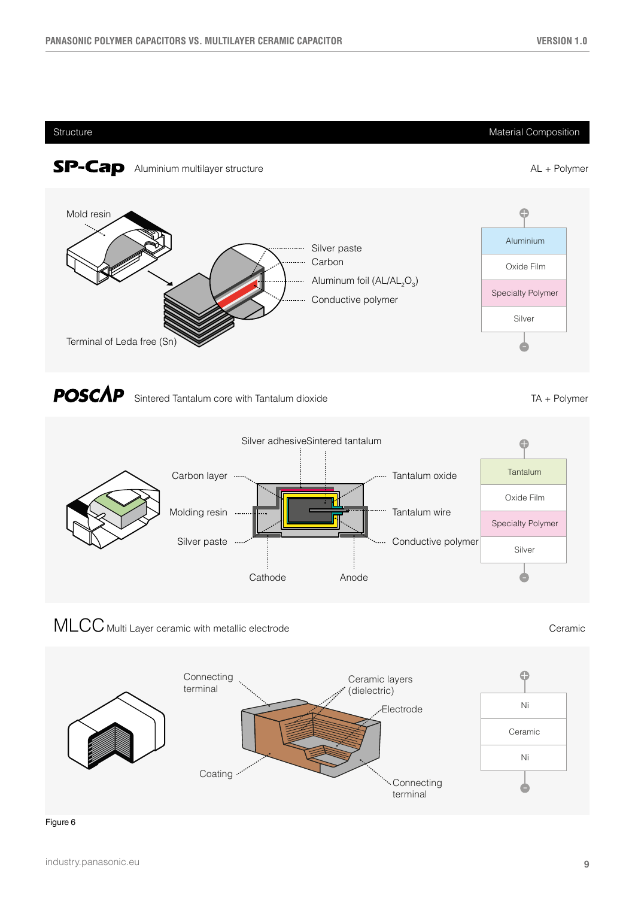| Structure | Material Composition |
|---|---|

**SP-Cap** Aluminium multilayer structure — AL + Polymer

Mold resin

Silver paste
Carbon
Aluminum foil (AL/AL$_2$O$_3$)
Conductive polymer

Terminal of Leda free (Sn)

+
Aluminium
Oxide Film
Specialty Polymer
Silver
-

**POSCAP** Sintered Tantalum core with Tantalum dioxide — TA + Polymer

Silver adhesive
Sintered tantalum
Carbon layer
Tantalum oxide
Molding resin
Tantalum wire
Silver paste
Conductive polymer
Cathode
Anode

+
Tantalum
Oxide Film
Specialty Polymer
Silver
-

**MLCC** Multi Layer ceramic with metallic electrode — Ceramic

Connecting terminal
Ceramic layers (dielectric)
Electrode
Coating
Connecting terminal

+
Ni
Ceramic
Ni
-

Figure 6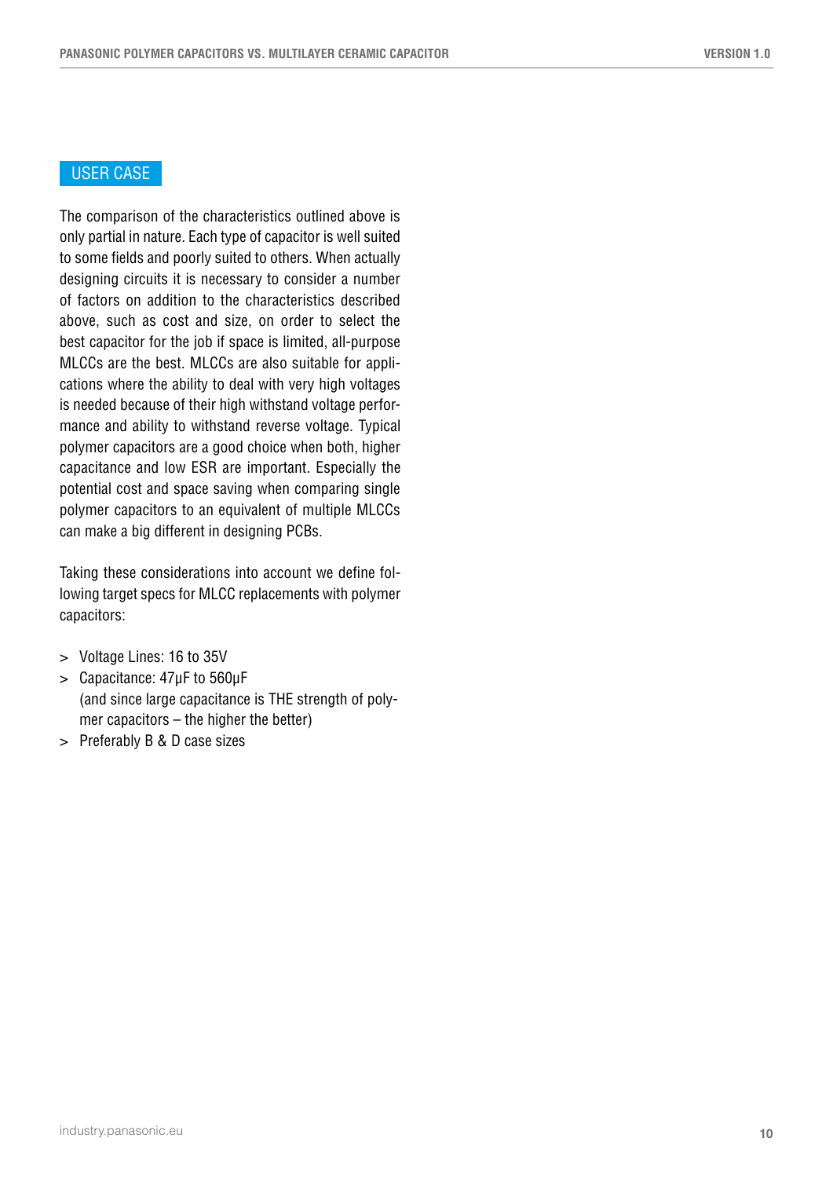## USER CASE

The comparison of the characteristics outlined above is only partial in nature. Each type of capacitor is well suited to some fields and poorly suited to others. When actually designing circuits it is necessary to consider a number of factors on addition to the characteristics described above, such as cost and size, on order to select the best capacitor for the job if space is limited, all-purpose MLCCs are the best. MLCCs are also suitable for applications where the ability to deal with very high voltages is needed because of their high withstand voltage performance and ability to withstand reverse voltage. Typical polymer capacitors are a good choice when both, higher capacitance and low ESR are important. Especially the potential cost and space saving when comparing single polymer capacitors to an equivalent of multiple MLCCs can make a big different in designing PCBs.

Taking these considerations into account we define following target specs for MLCC replacements with polymer capacitors:

- Voltage Lines: 16 to 35V
- Capacitance: 47µF to 560µF (and since large capacitance is THE strength of polymer capacitors – the higher the better)
- Preferably B & D case sizes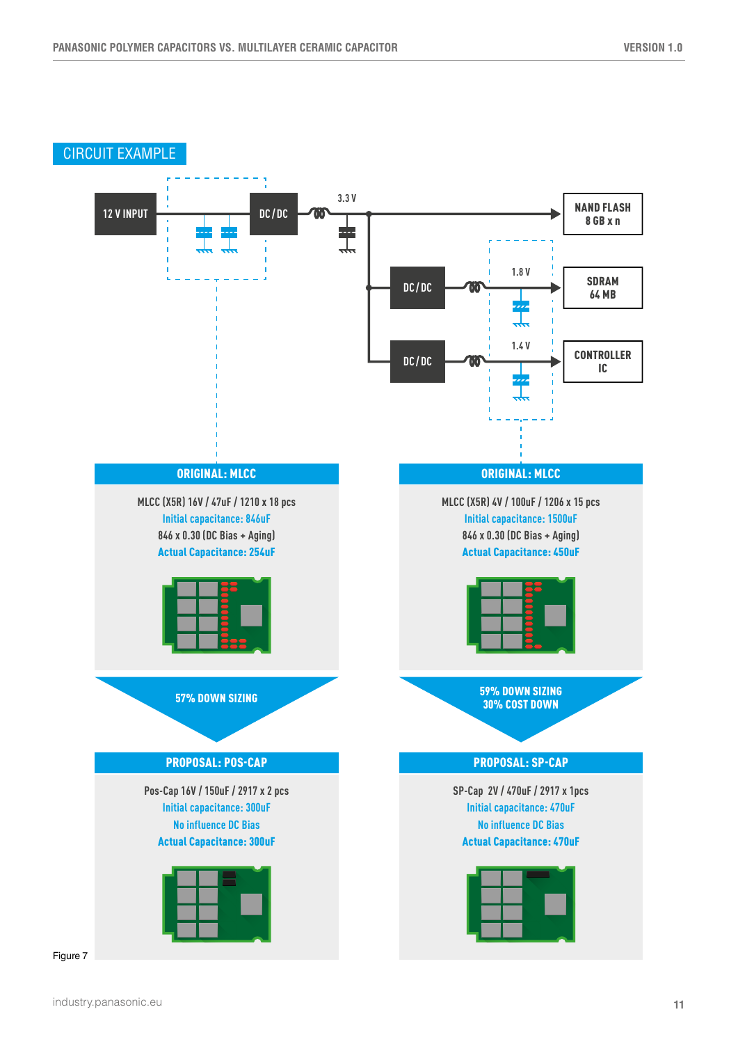## CIRCUIT EXAMPLE

12 V INPUT

DC / DC

3.3 V

NAND FLASH 8 GB x n

DC / DC

1.8 V

SDRAM 64 MB

DC / DC

1.4 V

CONTROLLER IC

**ORIGINAL: MLCC**

MLCC (X5R) 16V / 47uF / 1210 x 18 pcs
Initial capacitance: 846uF
846 x 0.30 (DC Bias + Aging)
Actual Capacitance: 254uF

**57% DOWN SIZING**

**PROPOSAL: POS-CAP**

Pos-Cap 16V / 150uF / 2917 x 2 pcs
Initial capacitance: 300uF
No influence DC Bias
Actual Capacitance: 300uF

**ORIGINAL: MLCC**

MLCC (X5R) 4V / 100uF / 1206 x 15 pcs
Initial capacitance: 1500uF
846 x 0.30 (DC Bias + Aging)
Actual Capacitance: 450uF

**59% DOWN SIZING**
**30% COST DOWN**

**PROPOSAL: SP-CAP**

SP-Cap 2V / 470uF / 2917 x 1pcs
Initial capacitance: 470uF
No influence DC Bias
Actual Capacitance: 470uF

Figure 7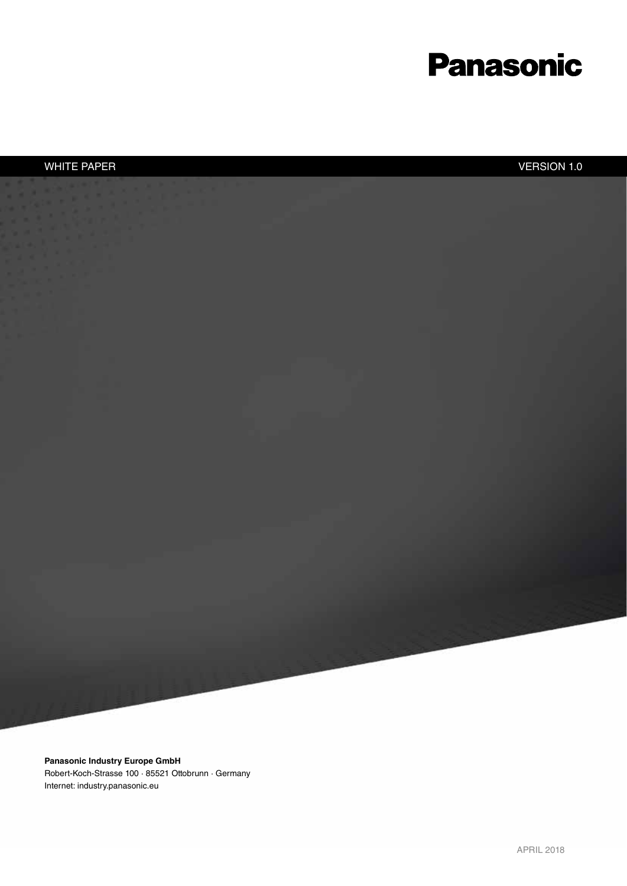**Panasonic**

WHITE PAPER VERSION 1.0

**Panasonic Industry Europe GmbH**
Robert-Koch-Strasse 100 · 85521 Ottobrunn · Germany
Internet: industry.panasonic.eu

APRIL 2018